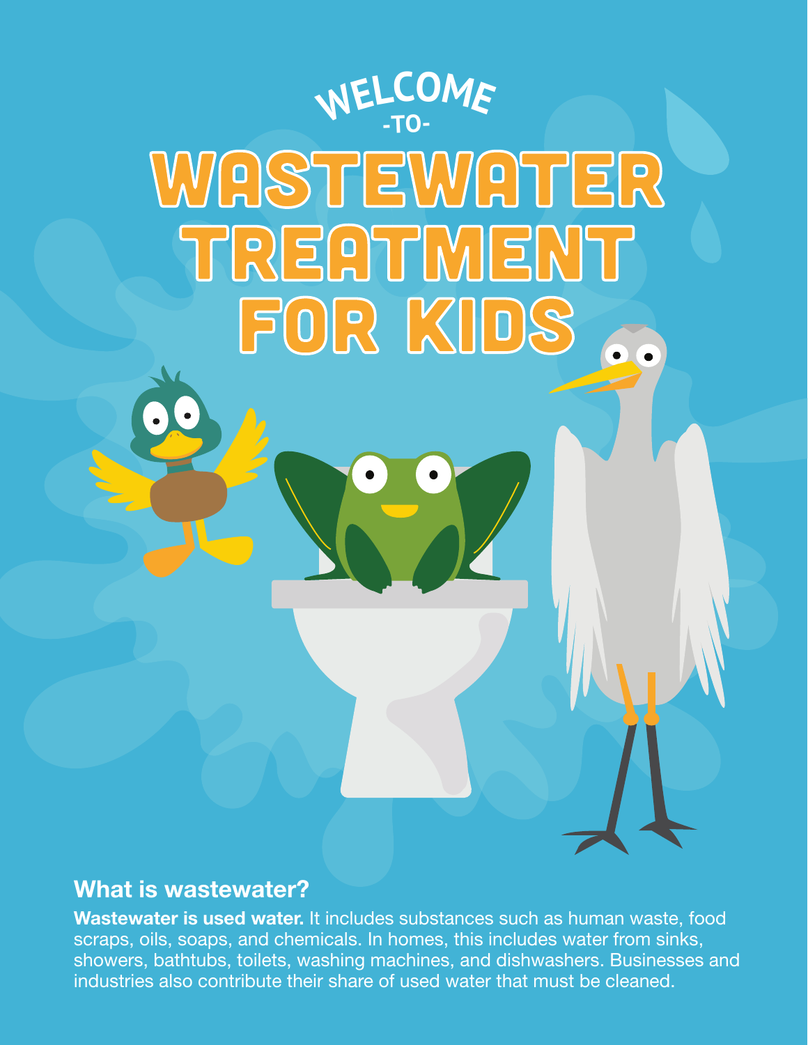# WELCOME -TO- WASTEWATER TREATMENT FOR KIDS

## What is wastewater?

**Wastewater is used water.** It includes substances such as human waste, food scraps, oils, soaps, and chemicals. In homes, this includes water from sinks, showers, bathtubs, toilets, washing machines, and dishwashers. Businesses and industries also contribute their share of used water that must be cleaned.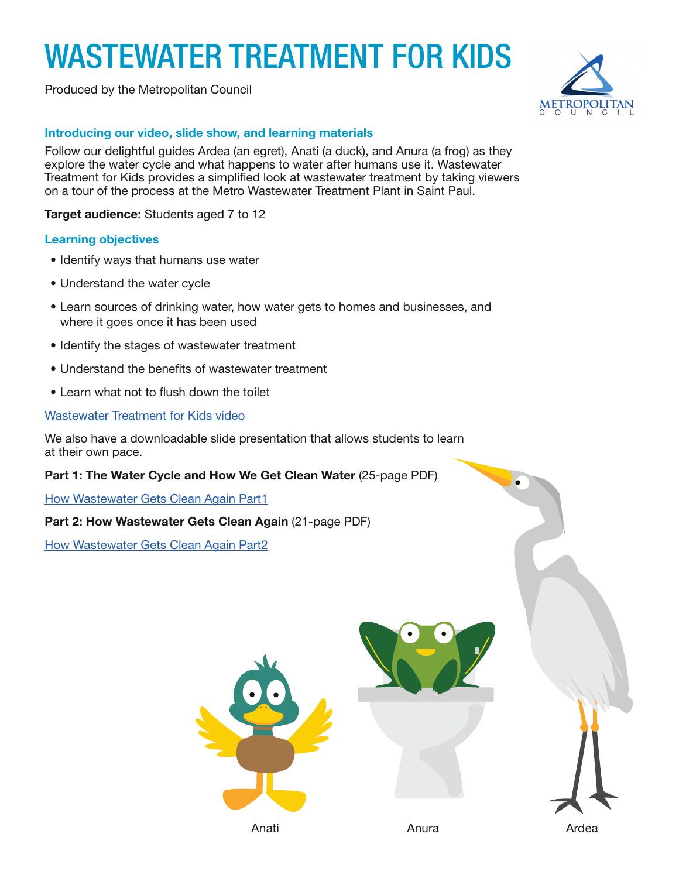# WASTEWATER TREATMENT FOR KIDS

Produced by the Metropolitan Council

## Introducing our video, slide show, and learning materials

Follow our delightful guides Ardea (an egret), Anati (a duck), and Anura (a frog) as they explore the water cycle and what happens to water after humans use it. Wastewater Treatment for Kids provides a simplified look at wastewater treatment by taking viewers on a tour of the process at the Metro Wastewater Treatment Plant in Saint Paul.

**Target audience:** Students aged 7 to 12

## Learning objectives

- Identify ways that humans use water
- Understand the water cycle
- Learn sources of drinking water, how water gets to homes and businesses, and where it goes once it has been used
- Identify the stages of wastewater treatment
- Understand the benefits of wastewater treatment
- Learn what not to flush down the toilet

Wastewater Treatment for Kids video

We also have a downloadable slide presentation that allows students to learn at their own pace.

**Part 1: The Water Cycle and How We Get Clean Water** (25-page PDF)

How Wastewater Gets Clean Again Part1

**Part 2: How Wastewater Gets Clean Again** (21-page PDF)

How Wastewater Gets Clean Again Part2

Anati

Anura

Ardea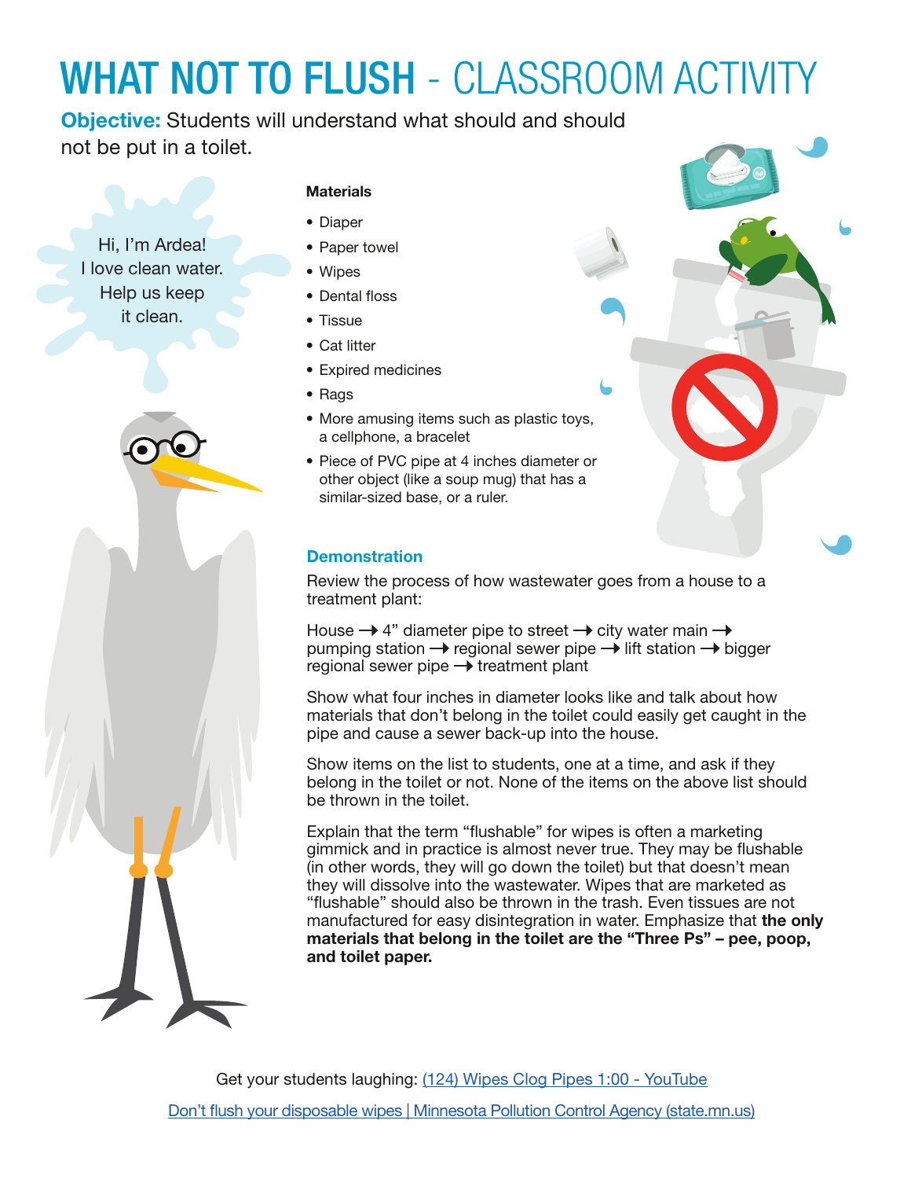# WHAT NOT TO FLUSH - CLASSROOM ACTIVITY

**Objective:** Students will understand what should and should not be put in a toilet.

Hi, I'm Ardea! I love clean water. Help us keep it clean.

**Materials**

- Diaper
- Paper towel
- Wipes
- Dental floss
- Tissue
- Cat litter
- Expired medicines
- Rags
- More amusing items such as plastic toys, a cellphone, a bracelet
- Piece of PVC pipe at 4 inches diameter or other object (like a soup mug) that has a similar-sized base, or a ruler.

## Demonstration

Review the process of how wastewater goes from a house to a treatment plant:

House → 4" diameter pipe to street → city water main → pumping station → regional sewer pipe → lift station → bigger regional sewer pipe → treatment plant

Show what four inches in diameter looks like and talk about how materials that don't belong in the toilet could easily get caught in the pipe and cause a sewer back-up into the house.

Show items on the list to students, one at a time, and ask if they belong in the toilet or not. None of the items on the above list should be thrown in the toilet.

Explain that the term "flushable" for wipes is often a marketing gimmick and in practice is almost never true. They may be flushable (in other words, they will go down the toilet) but that doesn't mean they will dissolve into the wastewater. Wipes that are marketed as "flushable" should also be thrown in the trash. Even tissues are not manufactured for easy disintegration in water. Emphasize that **the only materials that belong in the toilet are the "Three Ps" – pee, poop, and toilet paper.**

Get your students laughing: [(124) Wipes Clog Pipes 1:00 - YouTube]

[Don't flush your disposable wipes | Minnesota Pollution Control Agency (state.mn.us)]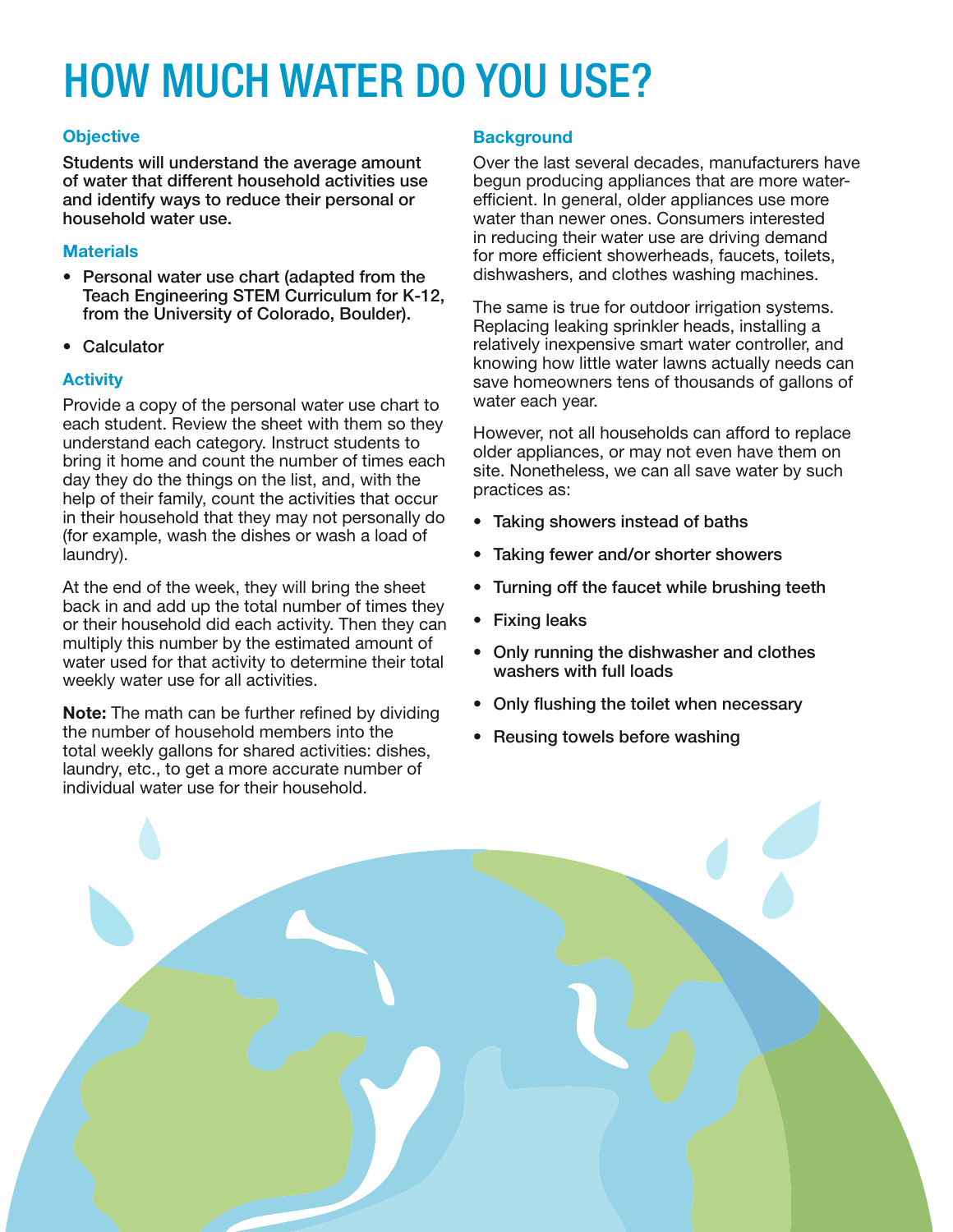# HOW MUCH WATER DO YOU USE?

### Objective

**Students will understand the average amount of water that different household activities use and identify ways to reduce their personal or household water use.**

### Materials

- **Personal water use chart (adapted from the Teach Engineering STEM Curriculum for K-12, from the University of Colorado, Boulder).**
- Calculator

### Activity

Provide a copy of the personal water use chart to each student. Review the sheet with them so they understand each category. Instruct students to bring it home and count the number of times each day they do the things on the list, and, with the help of their family, count the activities that occur in their household that they may not personally do (for example, wash the dishes or wash a load of laundry).

At the end of the week, they will bring the sheet back in and add up the total number of times they or their household did each activity. Then they can multiply this number by the estimated amount of water used for that activity to determine their total weekly water use for all activities.

**Note:** The math can be further refined by dividing the number of household members into the total weekly gallons for shared activities: dishes, laundry, etc., to get a more accurate number of individual water use for their household.

### Background

Over the last several decades, manufacturers have begun producing appliances that are more water-efficient. In general, older appliances use more water than newer ones. Consumers interested in reducing their water use are driving demand for more efficient showerheads, faucets, toilets, dishwashers, and clothes washing machines.

The same is true for outdoor irrigation systems. Replacing leaking sprinkler heads, installing a relatively inexpensive smart water controller, and knowing how little water lawns actually needs can save homeowners tens of thousands of gallons of water each year.

However, not all households can afford to replace older appliances, or may not even have them on site. Nonetheless, we can all save water by such practices as:

- Taking showers instead of baths
- Taking fewer and/or shorter showers
- Turning off the faucet while brushing teeth
- Fixing leaks
- Only running the dishwasher and clothes washers with full loads
- Only flushing the toilet when necessary
- Reusing towels before washing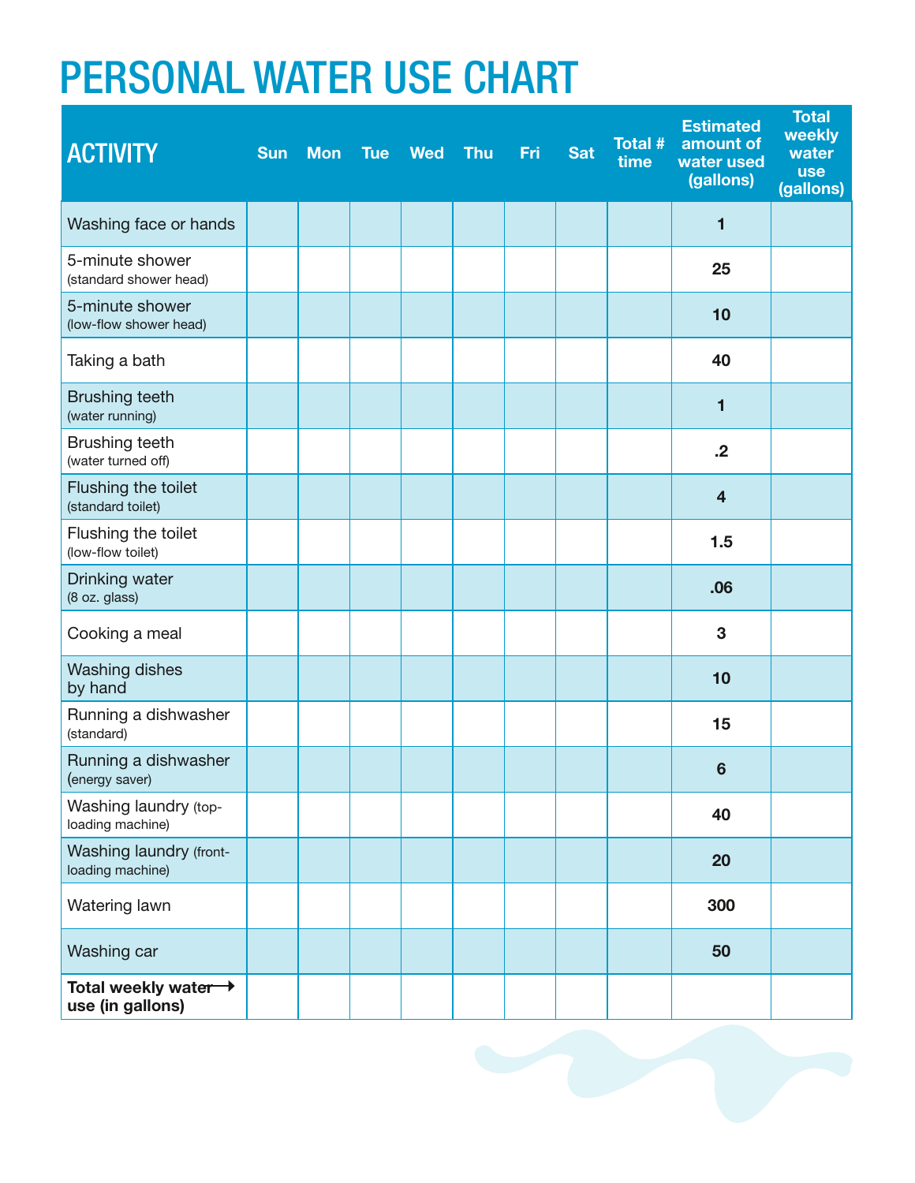# PERSONAL WATER USE CHART

| ACTIVITY | Sun | Mon | Tue | Wed | Thu | Fri | Sat | Total # time | Estimated amount of water used (gallons) | Total weekly water use (gallons) |
|---|---|---|---|---|---|---|---|---|---|---|
| Washing face or hands | | | | | | | | | 1 | |
| 5-minute shower (standard shower head) | | | | | | | | | 25 | |
| 5-minute shower (low-flow shower head) | | | | | | | | | 10 | |
| Taking a bath | | | | | | | | | 40 | |
| Brushing teeth (water running) | | | | | | | | | 1 | |
| Brushing teeth (water turned off) | | | | | | | | | .2 | |
| Flushing the toilet (standard toilet) | | | | | | | | | 4 | |
| Flushing the toilet (low-flow toilet) | | | | | | | | | 1.5 | |
| Drinking water (8 oz. glass) | | | | | | | | | .06 | |
| Cooking a meal | | | | | | | | | 3 | |
| Washing dishes by hand | | | | | | | | | 10 | |
| Running a dishwasher (standard) | | | | | | | | | 15 | |
| Running a dishwasher (energy saver) | | | | | | | | | 6 | |
| Washing laundry (top-loading machine) | | | | | | | | | 40 | |
| Washing laundry (front-loading machine) | | | | | | | | | 20 | |
| Watering lawn | | | | | | | | | 300 | |
| Washing car | | | | | | | | | 50 | |
| **Total weekly water use (in gallons)** → | | | | | | | | | | |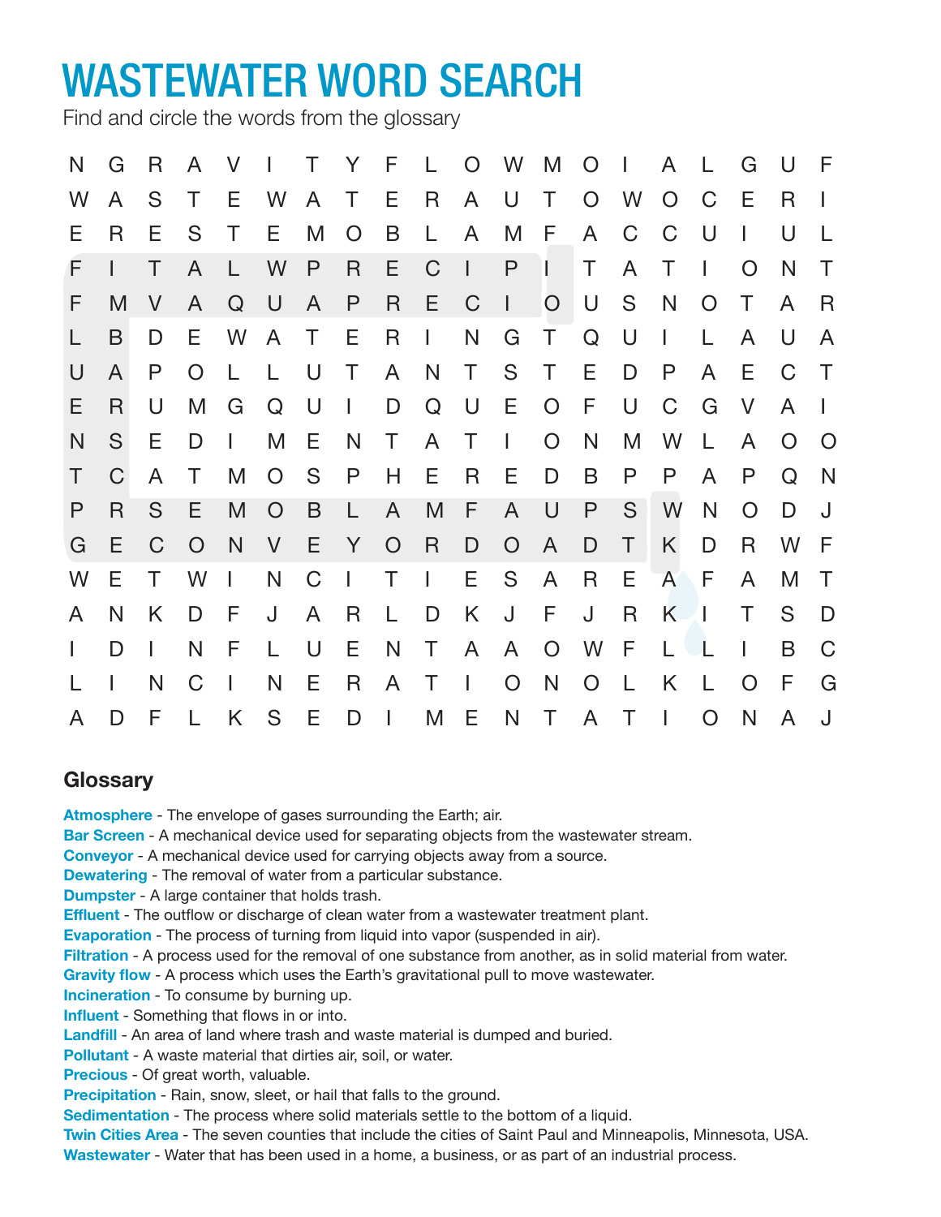# WASTEWATER WORD SEARCH

Find and circle the words from the glossary

```
N G R A V I T Y F L O W M O I A L G U F
W A S T E W A T E R A U T O W O C E R I
E R E S T E M O B L A M F A C C U I U L
F I T A L W P R E C I P I T A T I O N T
F M V A Q U A P R E C I O U S N O T A R
L B D E W A T E R I N G T Q U I L A U A
U A P O L L U T A N T S T E D P A E C T
E R U M G Q U I D Q U E O F U C G V A I
N S E D I M E N T A T I O N M W L A O O
T C A T M O S P H E R E D B P P A P Q N
P R S E M O B L A M F A U P S W N O D J
G E C O N V E Y O R D O A D T K D R W F
W E T W I N C I T I E S A R E A F A M T
A N K D F J A R L D K J F J R K I T S D
I D I N F L U E N T A A O W F L L I B C
L I N C I N E R A T I O N O L K L O F G
A D F L K S E D I M E N T A T I O N A J
```

## Glossary

**Atmosphere** - The envelope of gases surrounding the Earth; air.
**Bar Screen** - A mechanical device used for separating objects from the wastewater stream.
**Conveyor** - A mechanical device used for carrying objects away from a source.
**Dewatering** - The removal of water from a particular substance.
**Dumpster** - A large container that holds trash.
**Effluent** - The outflow or discharge of clean water from a wastewater treatment plant.
**Evaporation** - The process of turning from liquid into vapor (suspended in air).
**Filtration** - A process used for the removal of one substance from another, as in solid material from water.
**Gravity flow** - A process which uses the Earth's gravitational pull to move wastewater.
**Incineration** - To consume by burning up.
**Influent** - Something that flows in or into.
**Landfill** - An area of land where trash and waste material is dumped and buried.
**Pollutant** - A waste material that dirties air, soil, or water.
**Precious** - Of great worth, valuable.
**Precipitation** - Rain, snow, sleet, or hail that falls to the ground.
**Sedimentation** - The process where solid materials settle to the bottom of a liquid.
**Twin Cities Area** - The seven counties that include the cities of Saint Paul and Minneapolis, Minnesota, USA.
**Wastewater** - Water that has been used in a home, a business, or as part of an industrial process.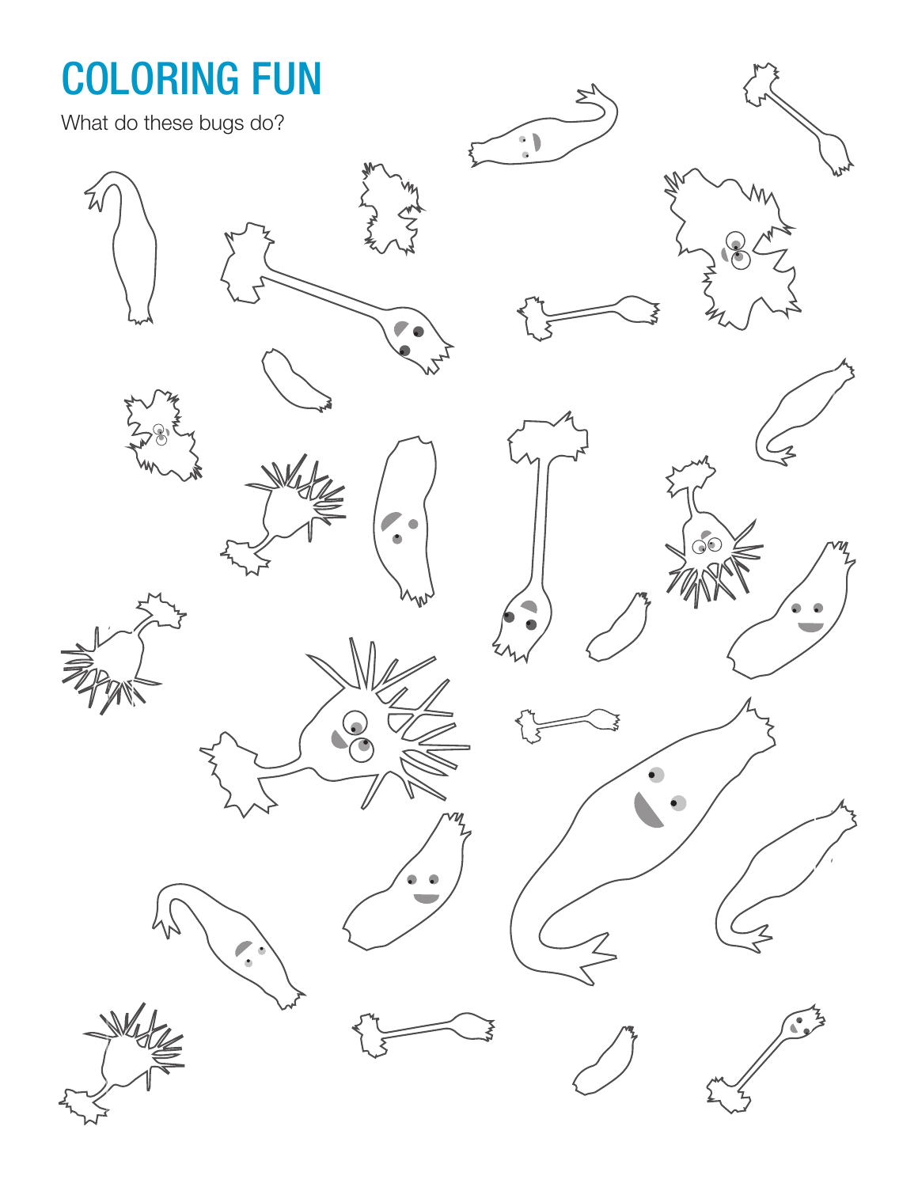# COLORING FUN

What do these bugs do?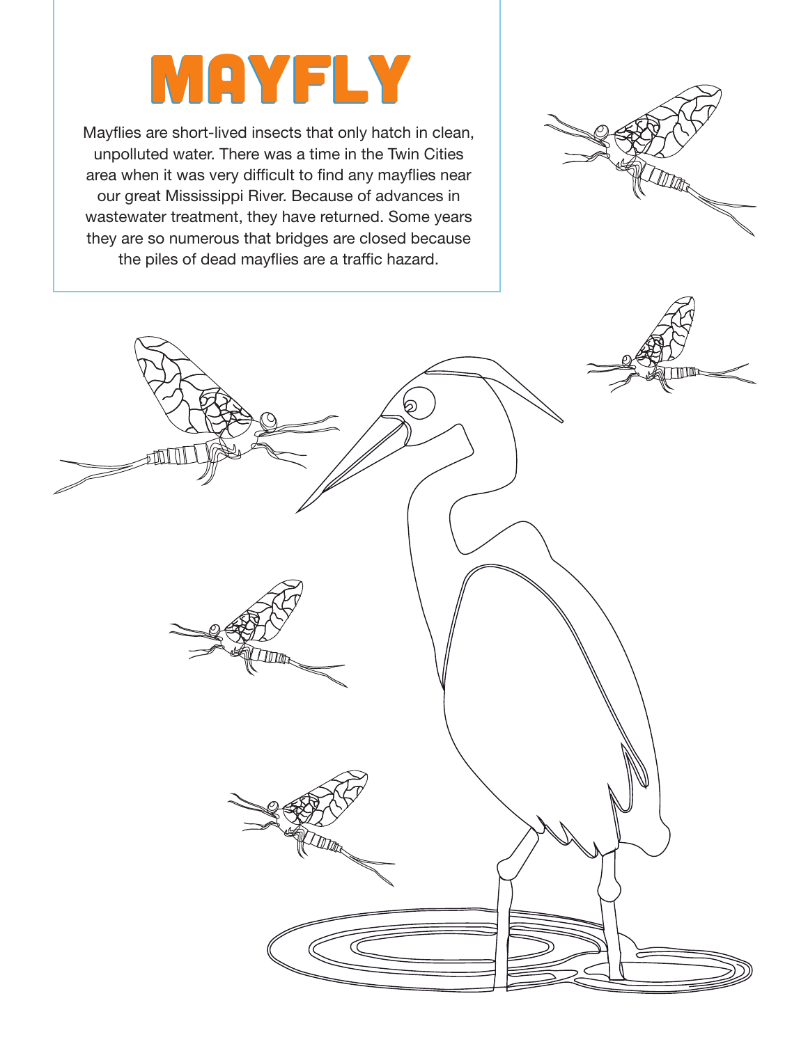# MAYFLY

Mayflies are short-lived insects that only hatch in clean, unpolluted water. There was a time in the Twin Cities area when it was very difficult to find any mayflies near our great Mississippi River. Because of advances in wastewater treatment, they have returned. Some years they are so numerous that bridges are closed because the piles of dead mayflies are a traffic hazard.